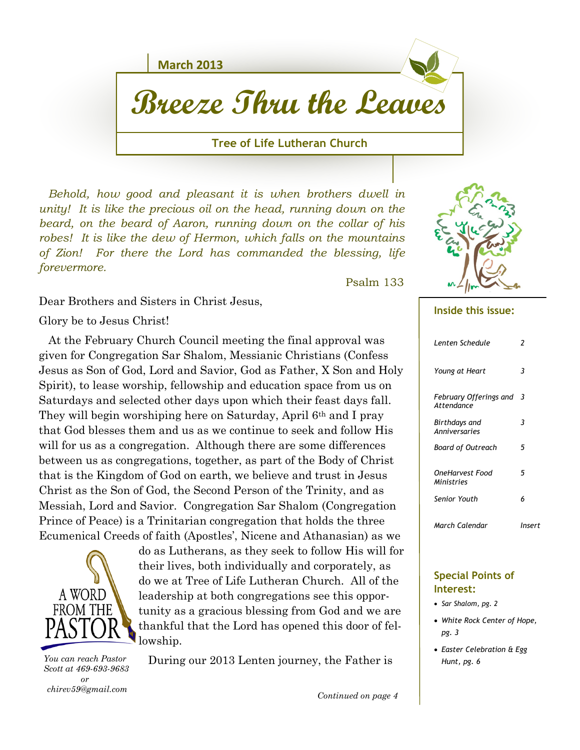March 2013

# Breeze Thru the Leaves

**Tree of Life Lutheran Church**

*Behold, how good and pleasant it is when brothers dwell in unity! It is like the precious oil on the head, running down on the beard, on the beard of Aaron, running down on the collar of his robes! It is like the dew of Hermon, which falls on the mountains of Zion! For there the Lord has commanded the blessing, life forevermore.*

Psalm 133

## A Word from the Pastor

Dear Brothers and Sisters in Christ Jesus,

Glory be to Jesus Christ!

At the February Church Council meeting the final approval was given for Congregation Sar Shalom, Messianic Christians (Confess Jesus as Son of God, Lord and Savior, God as Father, X Son and Holy Spirit), to lease worship, fellowship and education space from us on Saturdays and selected other days upon which their feast days fall. They will begin worshiping here on Saturday, April 6th and I pray that God blesses them and us as we continue to seek and follow His will for us as a congregation. Although there are some differences between us as congregations, together, as part of the Body of Christ that is the Kingdom of God on earth, we believe and trust in Jesus Christ as the Son of God, the Second Person of the Trinity, and as Messiah, Lord and Savior. Congregation Sar Shalom (Congregation Prince of Peace) is a Trinitarian congregation that holds the three Ecumenical Creeds of faith (Apostles', Nicene and Athanasian) as we do as Lutherans, as they seek to follow His will for their lives, both individually and corporately, as do we at Tree of Life Lutheran Church. All of the leadership at both congregations see this opportunity as a gracious blessing from God and we are thankful that the Lord has opened this door of fellowship.

During our 2013 Lenten journey, the Father is

*Continued on page 4*

*You can reach Pastor Scott at 469-693-9683 or chirev59@gmail.com*

### Inside this issue:

| | |
|---|---|
| *Lenten Schedule* | *2* |
| *Young at Heart* | *3* |
| *February Offerings and Attendance* | *3* |
| *Birthdays and Anniversaries* | *3* |
| *Board of Outreach* | *5* |
| *OneHarvest Food Ministries* | *5* |
| *Senior Youth* | *6* |
| *March Calendar* | *Insert* |

### Special Points of Interest:

- *Sar Shalom, pg. 2*
- *White Rock Center of Hope, pg. 3*
- *Easter Celebration & Egg Hunt, pg. 6*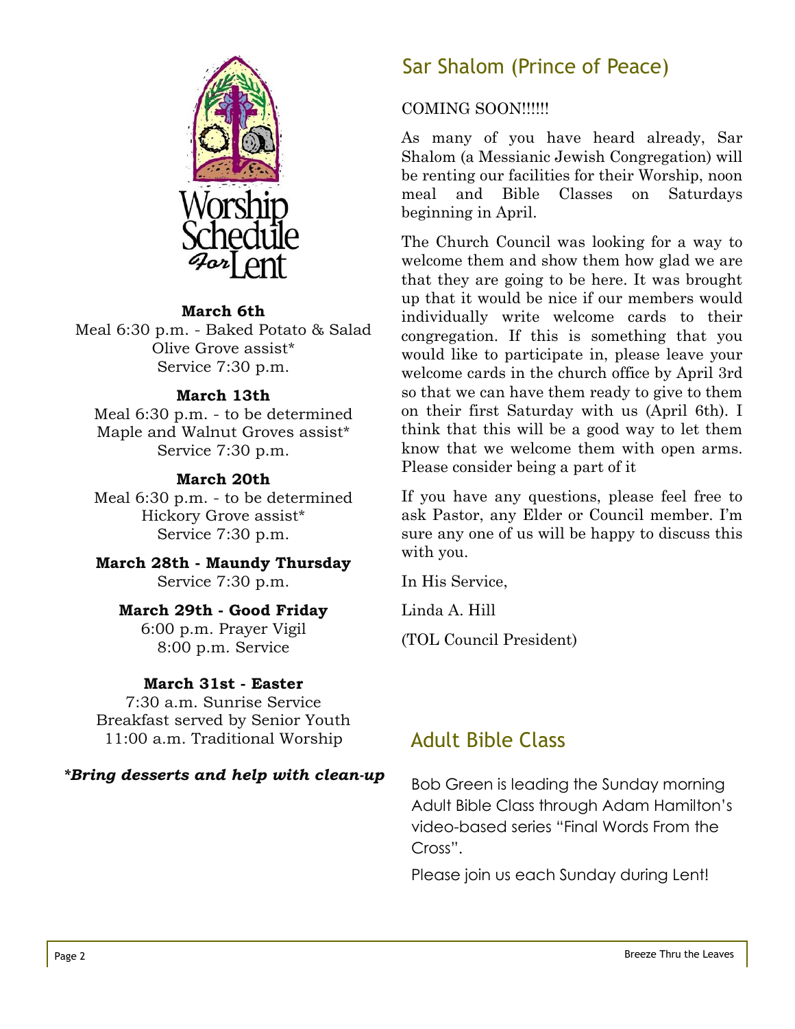# Worship Schedule For Lent

**March 6th**
Meal 6:30 p.m. - Baked Potato & Salad
Olive Grove assist*
Service 7:30 p.m.

**March 13th**
Meal 6:30 p.m. - to be determined
Maple and Walnut Groves assist*
Service 7:30 p.m.

**March 20th**
Meal 6:30 p.m. - to be determined
Hickory Grove assist*
Service 7:30 p.m.

**March 28th - Maundy Thursday**
Service 7:30 p.m.

**March 29th - Good Friday**
6:00 p.m. Prayer Vigil
8:00 p.m. Service

**March 31st - Easter**
7:30 a.m. Sunrise Service
Breakfast served by Senior Youth
11:00 a.m. Traditional Worship

***Bring desserts and help with clean-up***

## Sar Shalom (Prince of Peace)

COMING SOON!!!!!!

As many of you have heard already, Sar Shalom (a Messianic Jewish Congregation) will be renting our facilities for their Worship, noon meal and Bible Classes on Saturdays beginning in April.

The Church Council was looking for a way to welcome them and show them how glad we are that they are going to be here. It was brought up that it would be nice if our members would individually write welcome cards to their congregation. If this is something that you would like to participate in, please leave your welcome cards in the church office by April 3rd so that we can have them ready to give to them on their first Saturday with us (April 6th). I think that this will be a good way to let them know that we welcome them with open arms. Please consider being a part of it

If you have any questions, please feel free to ask Pastor, any Elder or Council member. I'm sure any one of us will be happy to discuss this with you.

In His Service,

Linda A. Hill

(TOL Council President)

## Adult Bible Class

Bob Green is leading the Sunday morning Adult Bible Class through Adam Hamilton's video-based series "Final Words From the Cross".

Please join us each Sunday during Lent!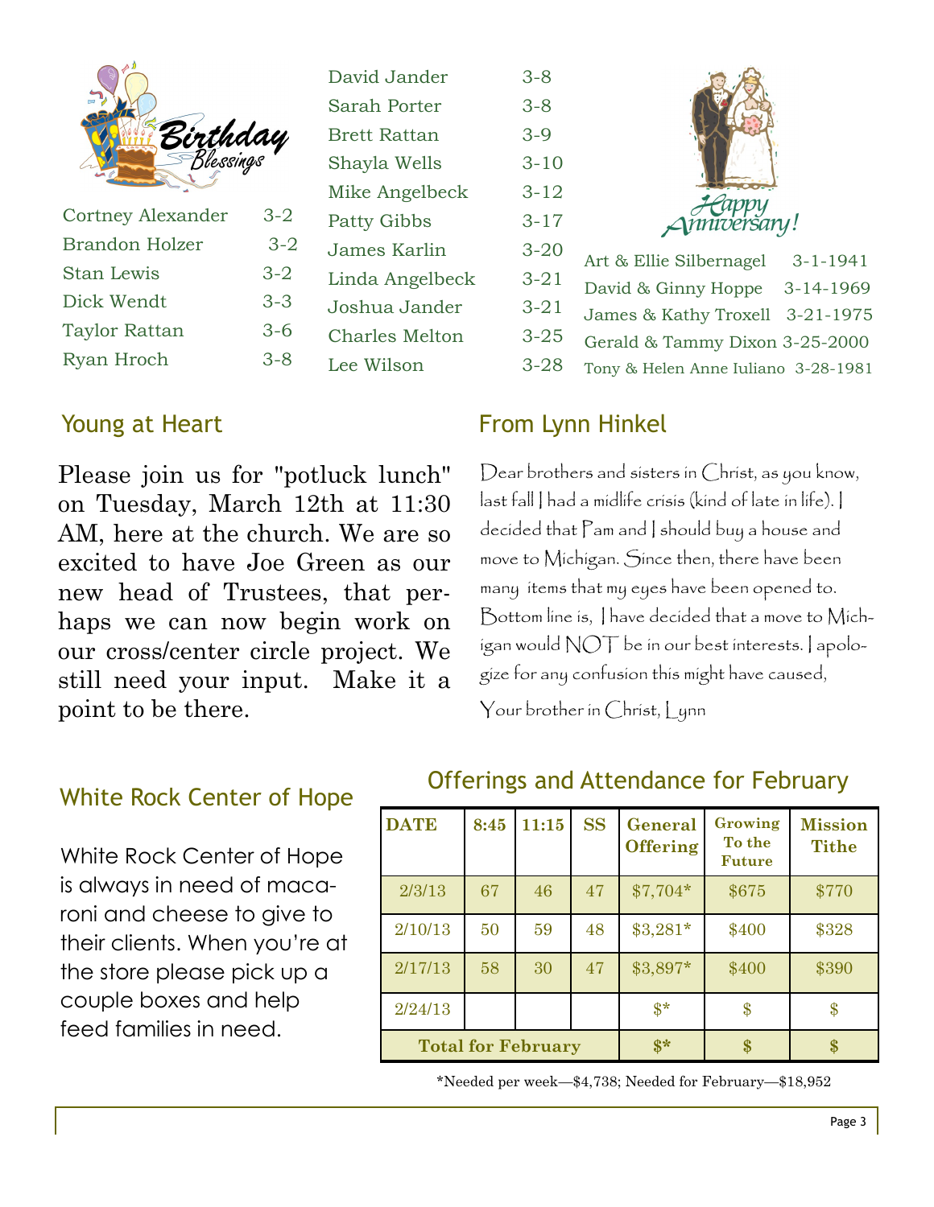## Birthday Blessings

| Name | Date |
|---|---|
| Cortney Alexander | 3-2 |
| Brandon Holzer | 3-2 |
| Stan Lewis | 3-2 |
| Dick Wendt | 3-3 |
| Taylor Rattan | 3-6 |
| Ryan Hroch | 3-8 |
| David Jander | 3-8 |
| Sarah Porter | 3-8 |
| Brett Rattan | 3-9 |
| Shayla Wells | 3-10 |
| Mike Angelbeck | 3-12 |
| Patty Gibbs | 3-17 |
| James Karlin | 3-20 |
| Linda Angelbeck | 3-21 |
| Joshua Jander | 3-21 |
| Charles Melton | 3-25 |
| Lee Wilson | 3-28 |

## Happy Anniversary!

| Couple | Date |
|---|---|
| Art & Ellie Silbernagel | 3-1-1941 |
| David & Ginny Hoppe | 3-14-1969 |
| James & Kathy Troxell | 3-21-1975 |
| Gerald & Tammy Dixon | 3-25-2000 |
| Tony & Helen Anne Iuliano | 3-28-1981 |

## Young at Heart

Please join us for "potluck lunch" on Tuesday, March 12th at 11:30 AM, here at the church. We are so excited to have Joe Green as our new head of Trustees, that perhaps we can now begin work on our cross/center circle project. We still need your input. Make it a point to be there.

## From Lynn Hinkel

Dear brothers and sisters in Christ, as you know, last fall I had a midlife crisis (kind of late in life). I decided that Pam and I should buy a house and move to Michigan. Since then, there have been many items that my eyes have been opened to. Bottom line is, I have decided that a move to Michigan would NOT be in our best interests. I apologize for any confusion this might have caused,

Your brother in Christ, Lynn

## White Rock Center of Hope

White Rock Center of Hope is always in need of macaroni and cheese to give to their clients. When you're at the store please pick up a couple boxes and help feed families in need.

## Offerings and Attendance for February

| DATE | 8:45 | 11:15 | SS | General Offering | Growing To the Future | Mission Tithe |
|---|---|---|---|---|---|---|
| 2/3/13 | 67 | 46 | 47 | $7,704* | $675 | $770 |
| 2/10/13 | 50 | 59 | 48 | $3,281* | $400 | $328 |
| 2/17/13 | 58 | 30 | 47 | $3,897* | $400 | $390 |
| 2/24/13 | | | | $* | $ | $ |
| **Total for February** | | | | **$*** | **$** | **$** |

*Needed per week—$4,738; Needed for February—$18,952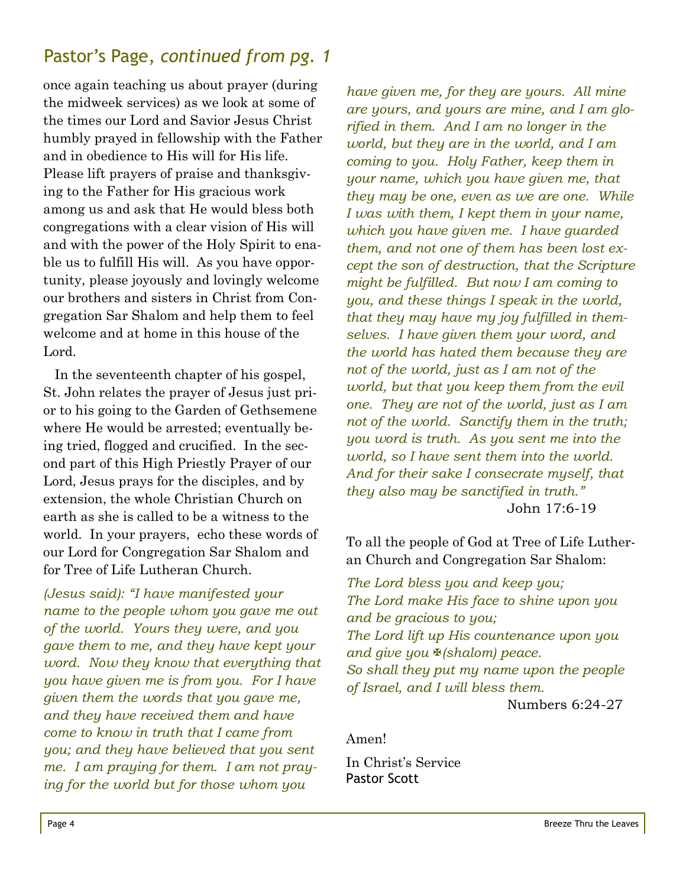## Pastor's Page, *continued from pg. 1*

once again teaching us about prayer (during the midweek services) as we look at some of the times our Lord and Savior Jesus Christ humbly prayed in fellowship with the Father and in obedience to His will for His life. Please lift prayers of praise and thanksgiving to the Father for His gracious work among us and ask that He would bless both congregations with a clear vision of His will and with the power of the Holy Spirit to enable us to fulfill His will. As you have opportunity, please joyously and lovingly welcome our brothers and sisters in Christ from Congregation Sar Shalom and help them to feel welcome and at home in this house of the Lord.

In the seventeenth chapter of his gospel, St. John relates the prayer of Jesus just prior to his going to the Garden of Gethsemene where He would be arrested; eventually being tried, flogged and crucified. In the second part of this High Priestly Prayer of our Lord, Jesus prays for the disciples, and by extension, the whole Christian Church on earth as she is called to be a witness to the world. In your prayers, echo these words of our Lord for Congregation Sar Shalom and for Tree of Life Lutheran Church.

*(Jesus said): "I have manifested your name to the people whom you gave me out of the world. Yours they were, and you gave them to me, and they have kept your word. Now they know that everything that you have given me is from you. For I have given them the words that you gave me, and they have received them and have come to know in truth that I came from you; and they have believed that you sent me. I am praying for them. I am not praying for the world but for those whom you have given me, for they are yours. All mine are yours, and yours are mine, and I am glorified in them. And I am no longer in the world, but they are in the world, and I am coming to you. Holy Father, keep them in your name, which you have given me, that they may be one, even as we are one. While I was with them, I kept them in your name, which you have given me. I have guarded them, and not one of them has been lost except the son of destruction, that the Scripture might be fulfilled. But now I am coming to you, and these things I speak in the world, that they may have my joy fulfilled in themselves. I have given them your word, and the world has hated them because they are not of the world, just as I am not of the world, but that you keep them from the evil one. They are not of the world, just as I am not of the world. Sanctify them in the truth; you word is truth. As you sent me into the world, so I have sent them into the world. And for their sake I consecrate myself, that they also may be sanctified in truth."*

John 17:6-19

To all the people of God at Tree of Life Lutheran Church and Congregation Sar Shalom:

*The Lord bless you and keep you;*
*The Lord make His face to shine upon you and be gracious to you;*
*The Lord lift up His countenance upon you and give you ✠(shalom) peace.*
*So shall they put my name upon the people of Israel, and I will bless them.*

Numbers 6:24-27

Amen!

In Christ's Service
Pastor Scott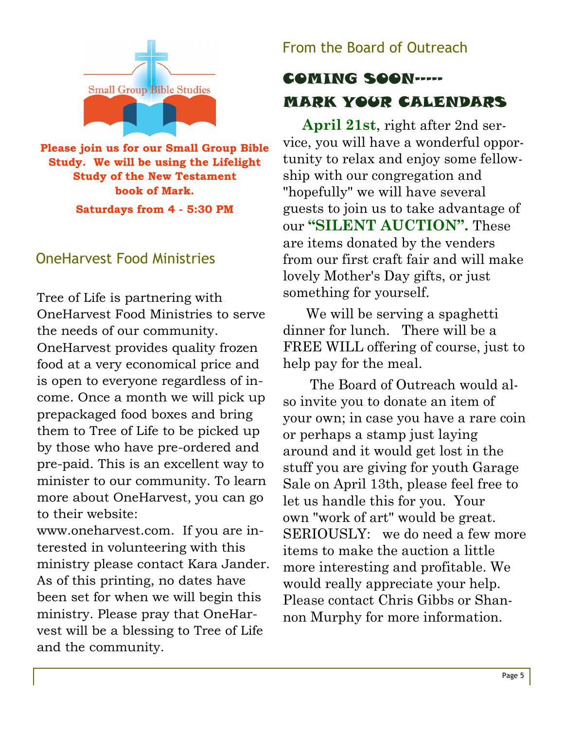Small Group Bible Studies

**Please join us for our Small Group Bible Study. We will be using the Lifelight Study of the New Testament book of Mark.**

**Saturdays from 4 - 5:30 PM**

## OneHarvest Food Ministries

Tree of Life is partnering with OneHarvest Food Ministries to serve the needs of our community. OneHarvest provides quality frozen food at a very economical price and is open to everyone regardless of income. Once a month we will pick up prepackaged food boxes and bring them to Tree of Life to be picked up by those who have pre-ordered and pre-paid. This is an excellent way to minister to our community. To learn more about OneHarvest, you can go to their website: www.oneharvest.com. If you are interested in volunteering with this ministry please contact Kara Jander. As of this printing, no dates have been set for when we will begin this ministry. Please pray that OneHarvest will be a blessing to Tree of Life and the community.

## From the Board of Outreach

### COMING SOON----- MARK YOUR CALENDARS

**April 21st**, right after 2nd service, you will have a wonderful opportunity to relax and enjoy some fellowship with our congregation and "hopefully" we will have several guests to join us to take advantage of our **"SILENT AUCTION".** These are items donated by the venders from our first craft fair and will make lovely Mother's Day gifts, or just something for yourself.

We will be serving a spaghetti dinner for lunch. There will be a FREE WILL offering of course, just to help pay for the meal.

The Board of Outreach would also invite you to donate an item of your own; in case you have a rare coin or perhaps a stamp just laying around and it would get lost in the stuff you are giving for youth Garage Sale on April 13th, please feel free to let us handle this for you. Your own "work of art" would be great. SERIOUSLY: we do need a few more items to make the auction a little more interesting and profitable. We would really appreciate your help. Please contact Chris Gibbs or Shannon Murphy for more information.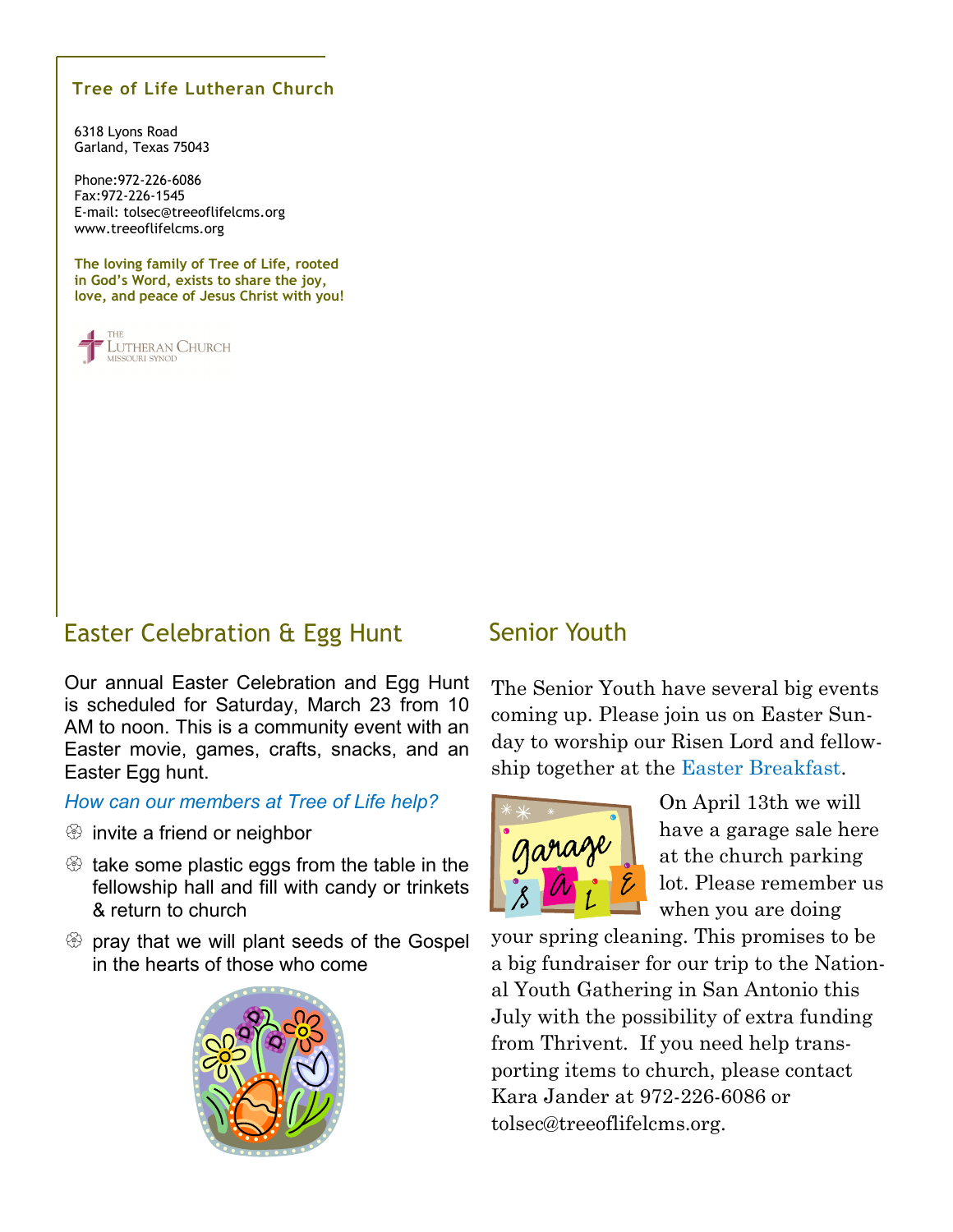**Tree of Life Lutheran Church**

6318 Lyons Road
Garland, Texas 75043

Phone:972-226-6086
Fax:972-226-1545
E-mail: tolsec@treeoflifelcms.org
www.treeoflifelcms.org

**The loving family of Tree of Life, rooted in God's Word, exists to share the joy, love, and peace of Jesus Christ with you!**

THE LUTHERAN CHURCH MISSOURI SYNOD

## Easter Celebration & Egg Hunt

Our annual Easter Celebration and Egg Hunt is scheduled for Saturday, March 23 from 10 AM to noon. This is a community event with an Easter movie, games, crafts, snacks, and an Easter Egg hunt.

*How can our members at Tree of Life help?*

- invite a friend or neighbor
- take some plastic eggs from the table in the fellowship hall and fill with candy or trinkets & return to church
- pray that we will plant seeds of the Gospel in the hearts of those who come

## Senior Youth

The Senior Youth have several big events coming up. Please join us on Easter Sunday to worship our Risen Lord and fellowship together at the Easter Breakfast.

On April 13th we will have a garage sale here at the church parking lot. Please remember us when you are doing your spring cleaning. This promises to be a big fundraiser for our trip to the National Youth Gathering in San Antonio this July with the possibility of extra funding from Thrivent. If you need help transporting items to church, please contact Kara Jander at 972-226-6086 or tolsec@treeoflifelcms.org.